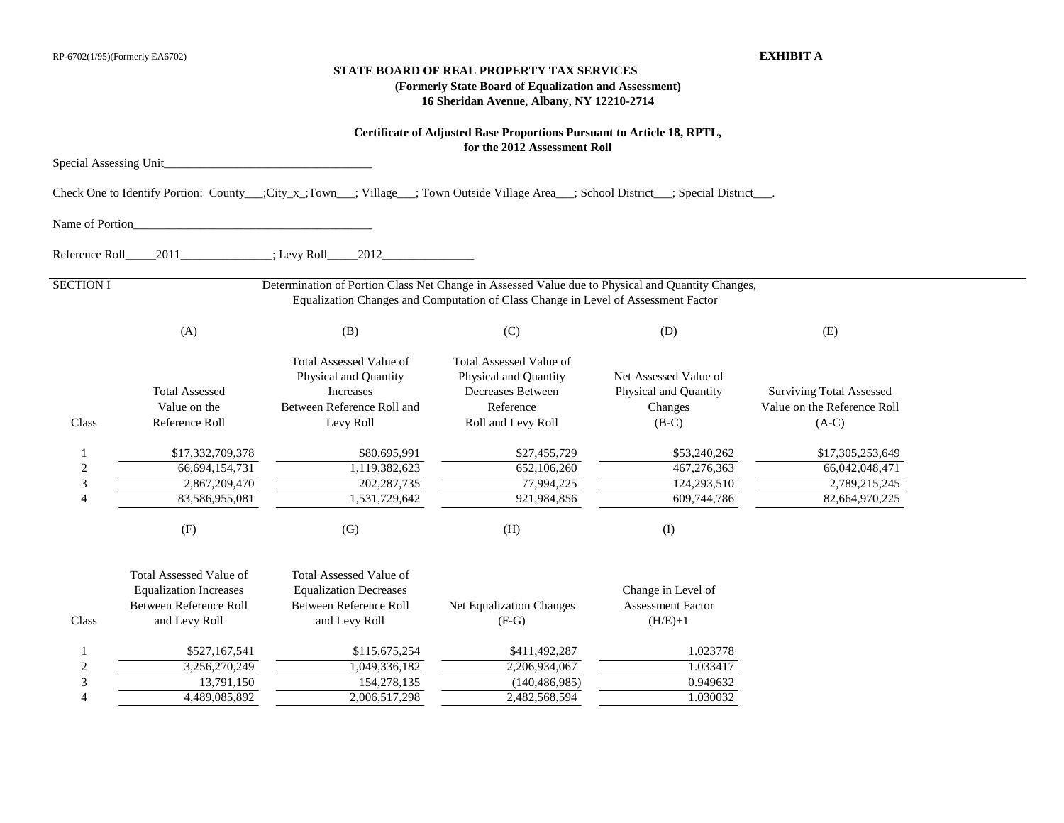RP-6702(1/95)(Formerly EA6702)

**EXHIBIT A**

**STATE BOARD OF REAL PROPERTY TAX SERVICES**
**(Formerly State Board of Equalization and Assessment)**
**16 Sheridan Avenue, Albany, NY 12210-2714**

**Certificate of Adjusted Base Proportions Pursuant to Article 18, RPTL,**
**for the 2012 Assessment Roll**

Special Assessing Unit__________________________________

Check One to Identify Portion: County___;City_x_;Town___; Village___; Town Outside Village Area___; School District___; Special District___.

Name of Portion______________________________________

Reference Roll_____2011_______________; Levy Roll_____2012_______________

SECTION I — Determination of Portion Class Net Change in Assessed Value due to Physical and Quantity Changes, Equalization Changes and Computation of Class Change in Level of Assessment Factor

| Class | (A) Total Assessed Value on the Reference Roll | (B) Total Assessed Value of Physical and Quantity Increases Between Reference Roll and Levy Roll | (C) Total Assessed Value of Physical and Quantity Decreases Between Reference Roll and Levy Roll | (D) Net Assessed Value of Physical and Quantity Changes (B-C) | (E) Surviving Total Assessed Value on the Reference Roll (A-C) |
|---|---|---|---|---|---|
| 1 | $17,332,709,378 | $80,695,991 | $27,455,729 | $53,240,262 | $17,305,253,649 |
| 2 | 66,694,154,731 | 1,119,382,623 | 652,106,260 | 467,276,363 | 66,042,048,471 |
| 3 | 2,867,209,470 | 202,287,735 | 77,994,225 | 124,293,510 | 2,789,215,245 |
| 4 | 83,586,955,081 | 1,531,729,642 | 921,984,856 | 609,744,786 | 82,664,970,225 |

| Class | (F) Total Assessed Value of Equalization Increases Between Reference Roll and Levy Roll | (G) Total Assessed Value of Equalization Decreases Between Reference Roll and Levy Roll | (H) Net Equalization Changes (F-G) | (I) Change in Level of Assessment Factor (H/E)+1 |
|---|---|---|---|---|
| 1 | $527,167,541 | $115,675,254 | $411,492,287 | 1.023778 |
| 2 | 3,256,270,249 | 1,049,336,182 | 2,206,934,067 | 1.033417 |
| 3 | 13,791,150 | 154,278,135 | (140,486,985) | 0.949632 |
| 4 | 4,489,085,892 | 2,006,517,298 | 2,482,568,594 | 1.030032 |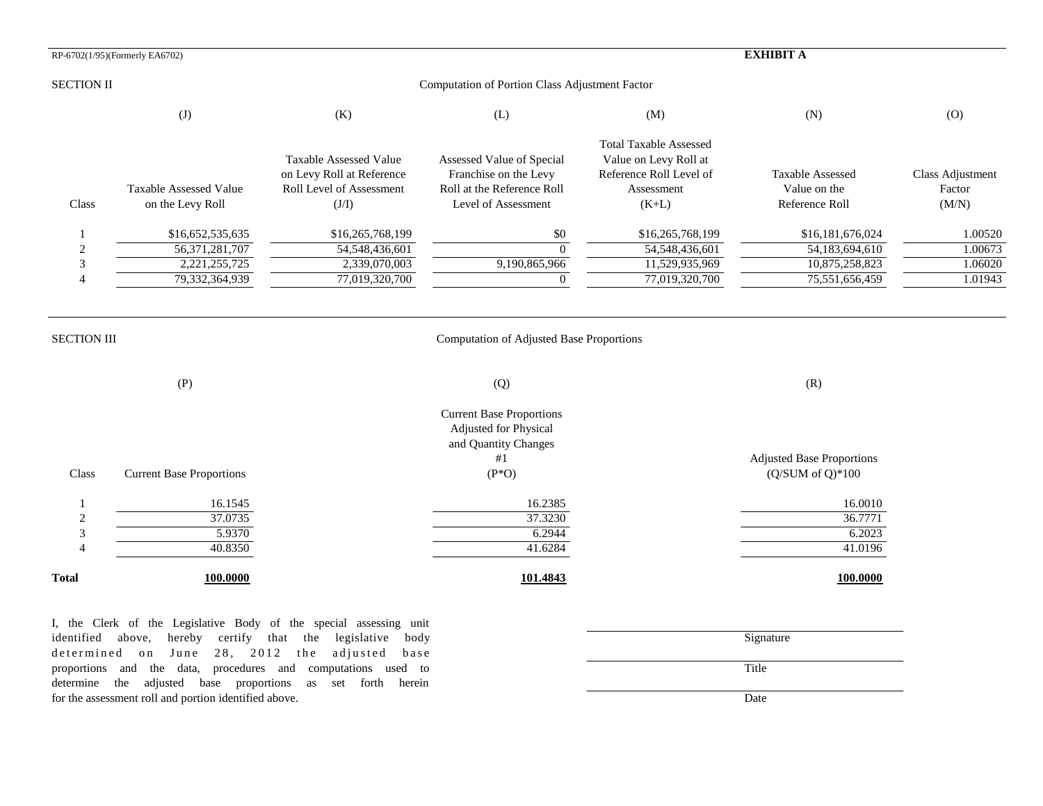RP-6702(1/95)(Formerly EA6702) **EXHIBIT A**

SECTION II

Computation of Portion Class Adjustment Factor

| Class | (J) Taxable Assessed Value on the Levy Roll | (K) Taxable Assessed Value on Levy Roll at Reference Roll Level of Assessment (J/I) | (L) Assessed Value of Special Franchise on the Levy Roll at the Reference Roll Level of Assessment | (M) Total Taxable Assessed Value on Levy Roll at Reference Roll Level of Assessment (K+L) | (N) Taxable Assessed Value on the Reference Roll | (O) Class Adjustment Factor (M/N) |
|---|---|---|---|---|---|---|
| 1 | $16,652,535,635 | $16,265,768,199 | $0 | $16,265,768,199 | $16,181,676,024 | 1.00520 |
| 2 | 56,371,281,707 | 54,548,436,601 | 0 | 54,548,436,601 | 54,183,694,610 | 1.00673 |
| 3 | 2,221,255,725 | 2,339,070,003 | 9,190,865,966 | 11,529,935,969 | 10,875,258,823 | 1.06020 |
| 4 | 79,332,364,939 | 77,019,320,700 | 0 | 77,019,320,700 | 75,551,656,459 | 1.01943 |

SECTION III

Computation of Adjusted Base Proportions

| Class | (P) Current Base Proportions | (Q) Current Base Proportions Adjusted for Physical and Quantity Changes #1 (P*O) | (R) Adjusted Base Proportions (Q/SUM of Q)*100 |
|---|---|---|---|
| 1 | 16.1545 | 16.2385 | 16.0010 |
| 2 | 37.0735 | 37.3230 | 36.7771 |
| 3 | 5.9370 | 6.2944 | 6.2023 |
| 4 | 40.8350 | 41.6284 | 41.0196 |
| **Total** | **100.0000** | **101.4843** | **100.0000** |

I, the Clerk of the Legislative Body of the special assessing unit identified above, hereby certify that the legislative body determined on June 28, 2012 the adjusted base proportions and the data, procedures and computations used to determine the adjusted base proportions as set forth herein for the assessment roll and portion identified above.

Signature

Title

Date